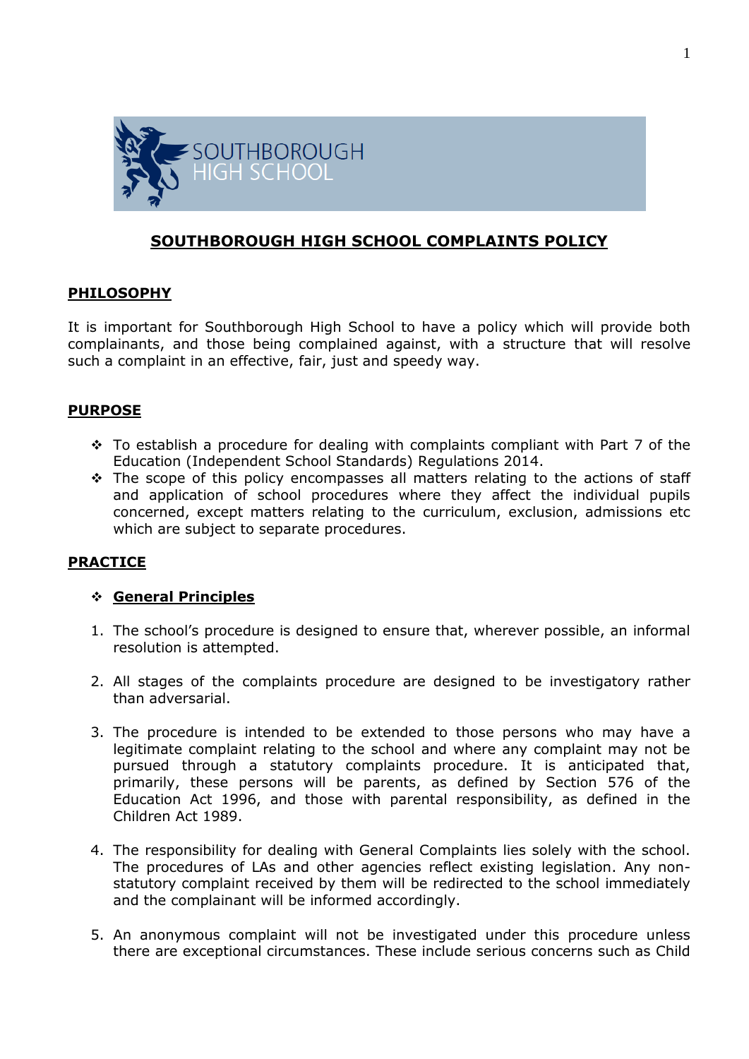# SOUTHBOROUGH HIGH SCHOOL COMPLAINTS POLICY

## PHILOSOPHY

It is important for Southborough High School to have a policy which will provide both complainants, and those being complained against, with a structure that will resolve such a complaint in an effective, fair, just and speedy way.

## PURPOSE

- To establish a procedure for dealing with complaints compliant with Part 7 of the Education (Independent School Standards) Regulations 2014.
- The scope of this policy encompasses all matters relating to the actions of staff and application of school procedures where they affect the individual pupils concerned, except matters relating to the curriculum, exclusion, admissions etc which are subject to separate procedures.

## PRACTICE

- **General Principles**

1. The school's procedure is designed to ensure that, wherever possible, an informal resolution is attempted.

2. All stages of the complaints procedure are designed to be investigatory rather than adversarial.

3. The procedure is intended to be extended to those persons who may have a legitimate complaint relating to the school and where any complaint may not be pursued through a statutory complaints procedure. It is anticipated that, primarily, these persons will be parents, as defined by Section 576 of the Education Act 1996, and those with parental responsibility, as defined in the Children Act 1989.

4. The responsibility for dealing with General Complaints lies solely with the school. The procedures of LAs and other agencies reflect existing legislation. Any non-statutory complaint received by them will be redirected to the school immediately and the complainant will be informed accordingly.

5. An anonymous complaint will not be investigated under this procedure unless there are exceptional circumstances. These include serious concerns such as Child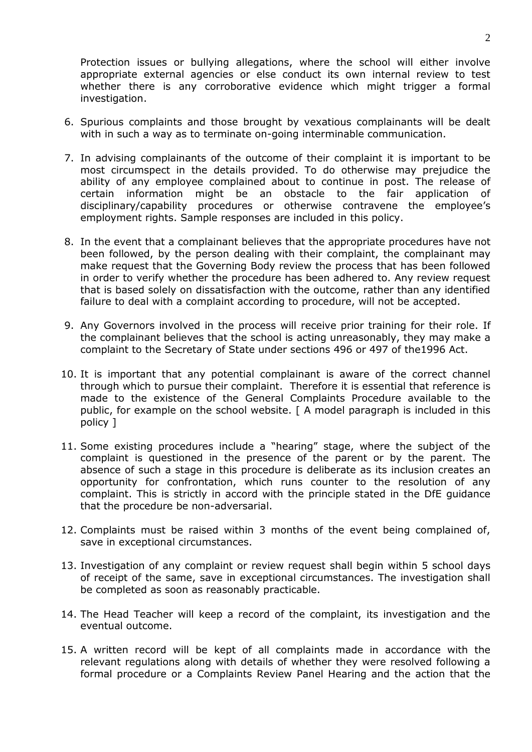Protection issues or bullying allegations, where the school will either involve appropriate external agencies or else conduct its own internal review to test whether there is any corroborative evidence which might trigger a formal investigation.

6. Spurious complaints and those brought by vexatious complainants will be dealt with in such a way as to terminate on-going interminable communication.

7. In advising complainants of the outcome of their complaint it is important to be most circumspect in the details provided. To do otherwise may prejudice the ability of any employee complained about to continue in post. The release of certain information might be an obstacle to the fair application of disciplinary/capability procedures or otherwise contravene the employee's employment rights. Sample responses are included in this policy.

8. In the event that a complainant believes that the appropriate procedures have not been followed, by the person dealing with their complaint, the complainant may make request that the Governing Body review the process that has been followed in order to verify whether the procedure has been adhered to. Any review request that is based solely on dissatisfaction with the outcome, rather than any identified failure to deal with a complaint according to procedure, will not be accepted.

9. Any Governors involved in the process will receive prior training for their role. If the complainant believes that the school is acting unreasonably, they may make a complaint to the Secretary of State under sections 496 or 497 of the1996 Act.

10. It is important that any potential complainant is aware of the correct channel through which to pursue their complaint. Therefore it is essential that reference is made to the existence of the General Complaints Procedure available to the public, for example on the school website. [ A model paragraph is included in this policy ]

11. Some existing procedures include a "hearing" stage, where the subject of the complaint is questioned in the presence of the parent or by the parent. The absence of such a stage in this procedure is deliberate as its inclusion creates an opportunity for confrontation, which runs counter to the resolution of any complaint. This is strictly in accord with the principle stated in the DfE guidance that the procedure be non-adversarial.

12. Complaints must be raised within 3 months of the event being complained of, save in exceptional circumstances.

13. Investigation of any complaint or review request shall begin within 5 school days of receipt of the same, save in exceptional circumstances. The investigation shall be completed as soon as reasonably practicable.

14. The Head Teacher will keep a record of the complaint, its investigation and the eventual outcome.

15. A written record will be kept of all complaints made in accordance with the relevant regulations along with details of whether they were resolved following a formal procedure or a Complaints Review Panel Hearing and the action that the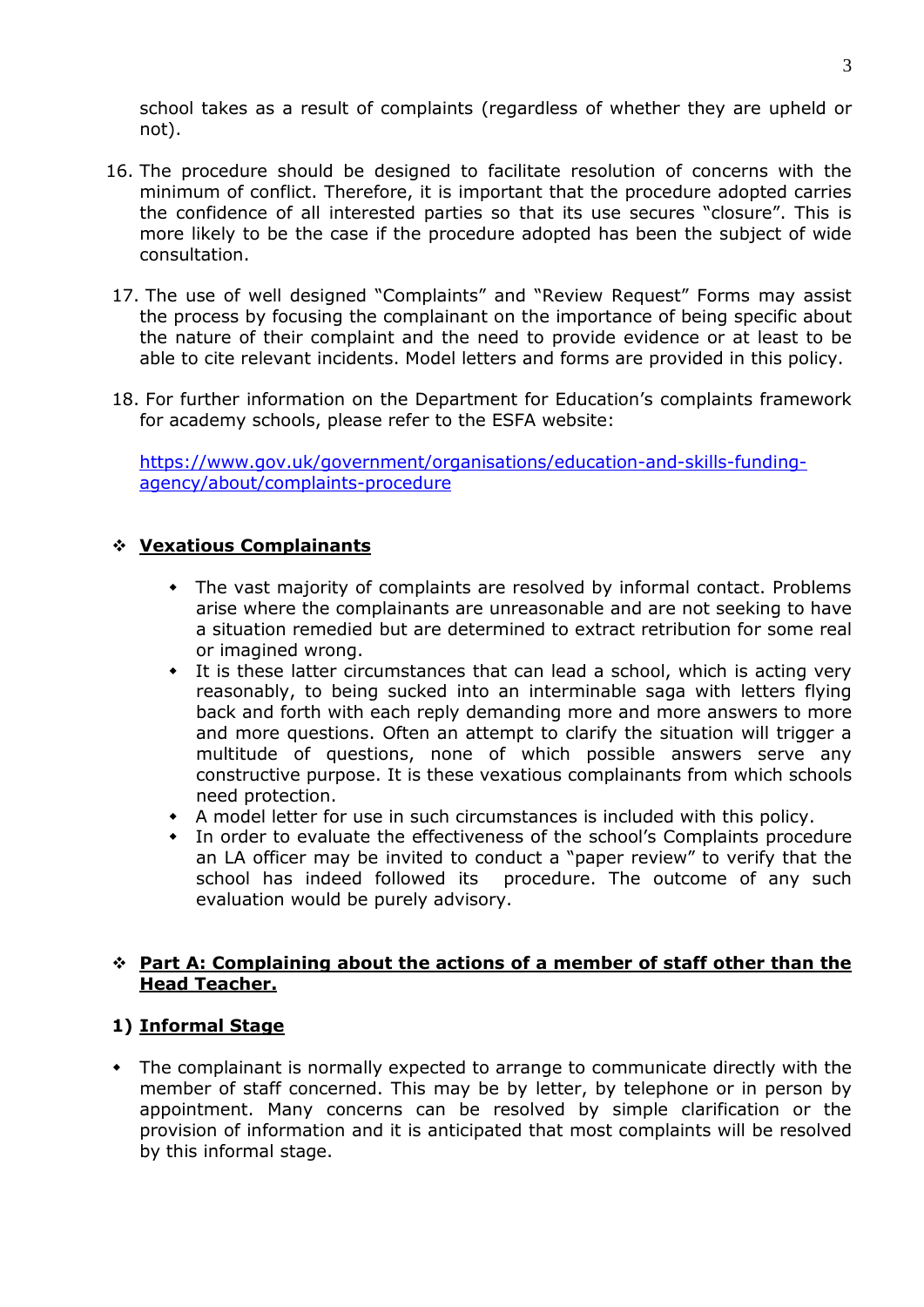school takes as a result of complaints (regardless of whether they are upheld or not).

16. The procedure should be designed to facilitate resolution of concerns with the minimum of conflict. Therefore, it is important that the procedure adopted carries the confidence of all interested parties so that its use secures "closure". This is more likely to be the case if the procedure adopted has been the subject of wide consultation.

17. The use of well designed "Complaints" and "Review Request" Forms may assist the process by focusing the complainant on the importance of being specific about the nature of their complaint and the need to provide evidence or at least to be able to cite relevant incidents. Model letters and forms are provided in this policy.

18. For further information on the Department for Education's complaints framework for academy schools, please refer to the ESFA website:

    [https://www.gov.uk/government/organisations/education-and-skills-funding-agency/about/complaints-procedure](https://www.gov.uk/government/organisations/education-and-skills-funding-agency/about/complaints-procedure)

## ❖ <u>**Vexatious Complainants**</u>

- The vast majority of complaints are resolved by informal contact. Problems arise where the complainants are unreasonable and are not seeking to have a situation remedied but are determined to extract retribution for some real or imagined wrong.
- It is these latter circumstances that can lead a school, which is acting very reasonably, to being sucked into an interminable saga with letters flying back and forth with each reply demanding more and more answers to more and more questions. Often an attempt to clarify the situation will trigger a multitude of questions, none of which possible answers serve any constructive purpose. It is these vexatious complainants from which schools need protection.
- A model letter for use in such circumstances is included with this policy.
- In order to evaluate the effectiveness of the school's Complaints procedure an LA officer may be invited to conduct a "paper review" to verify that the school has indeed followed its procedure. The outcome of any such evaluation would be purely advisory.

## ❖ <u>**Part A: Complaining about the actions of a member of staff other than the Head Teacher.**</u>

### 1) <u>**Informal Stage**</u>

- The complainant is normally expected to arrange to communicate directly with the member of staff concerned. This may be by letter, by telephone or in person by appointment. Many concerns can be resolved by simple clarification or the provision of information and it is anticipated that most complaints will be resolved by this informal stage.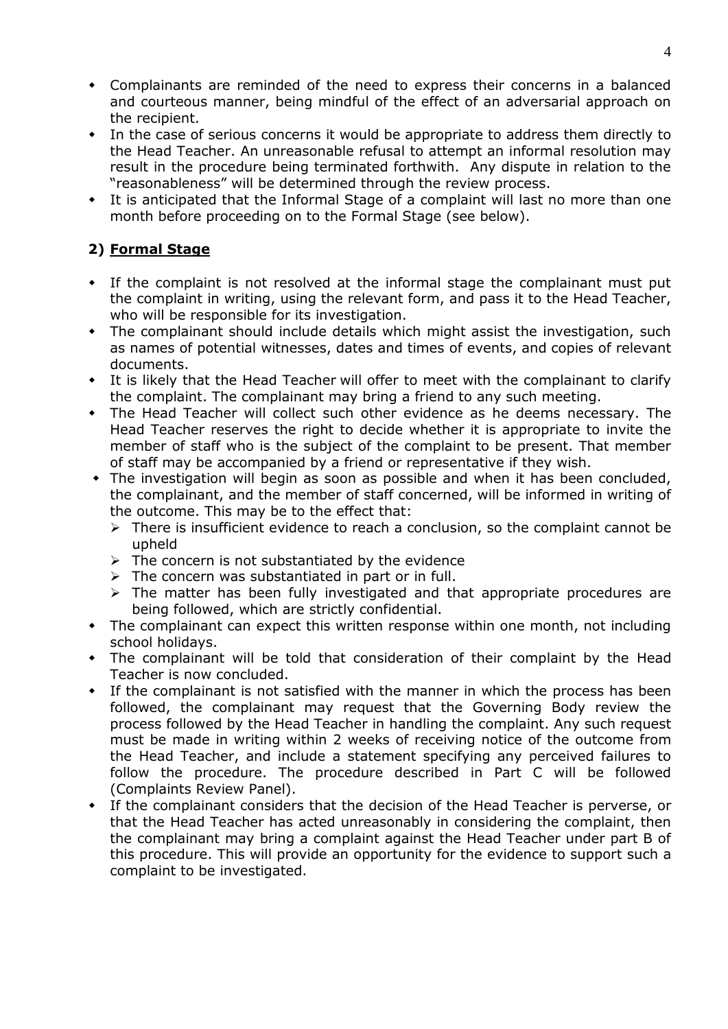- Complainants are reminded of the need to express their concerns in a balanced and courteous manner, being mindful of the effect of an adversarial approach on the recipient.
- In the case of serious concerns it would be appropriate to address them directly to the Head Teacher. An unreasonable refusal to attempt an informal resolution may result in the procedure being terminated forthwith. Any dispute in relation to the "reasonableness" will be determined through the review process.
- It is anticipated that the Informal Stage of a complaint will last no more than one month before proceeding on to the Formal Stage (see below).

## 2) Formal Stage

- If the complaint is not resolved at the informal stage the complainant must put the complaint in writing, using the relevant form, and pass it to the Head Teacher, who will be responsible for its investigation.
- The complainant should include details which might assist the investigation, such as names of potential witnesses, dates and times of events, and copies of relevant documents.
- It is likely that the Head Teacher will offer to meet with the complainant to clarify the complaint. The complainant may bring a friend to any such meeting.
- The Head Teacher will collect such other evidence as he deems necessary. The Head Teacher reserves the right to decide whether it is appropriate to invite the member of staff who is the subject of the complaint to be present. That member of staff may be accompanied by a friend or representative if they wish.
- The investigation will begin as soon as possible and when it has been concluded, the complainant, and the member of staff concerned, will be informed in writing of the outcome. This may be to the effect that:
  - There is insufficient evidence to reach a conclusion, so the complaint cannot be upheld
  - The concern is not substantiated by the evidence
  - The concern was substantiated in part or in full.
  - The matter has been fully investigated and that appropriate procedures are being followed, which are strictly confidential.
- The complainant can expect this written response within one month, not including school holidays.
- The complainant will be told that consideration of their complaint by the Head Teacher is now concluded.
- If the complainant is not satisfied with the manner in which the process has been followed, the complainant may request that the Governing Body review the process followed by the Head Teacher in handling the complaint. Any such request must be made in writing within 2 weeks of receiving notice of the outcome from the Head Teacher, and include a statement specifying any perceived failures to follow the procedure. The procedure described in Part C will be followed (Complaints Review Panel).
- If the complainant considers that the decision of the Head Teacher is perverse, or that the Head Teacher has acted unreasonably in considering the complaint, then the complainant may bring a complaint against the Head Teacher under part B of this procedure. This will provide an opportunity for the evidence to support such a complaint to be investigated.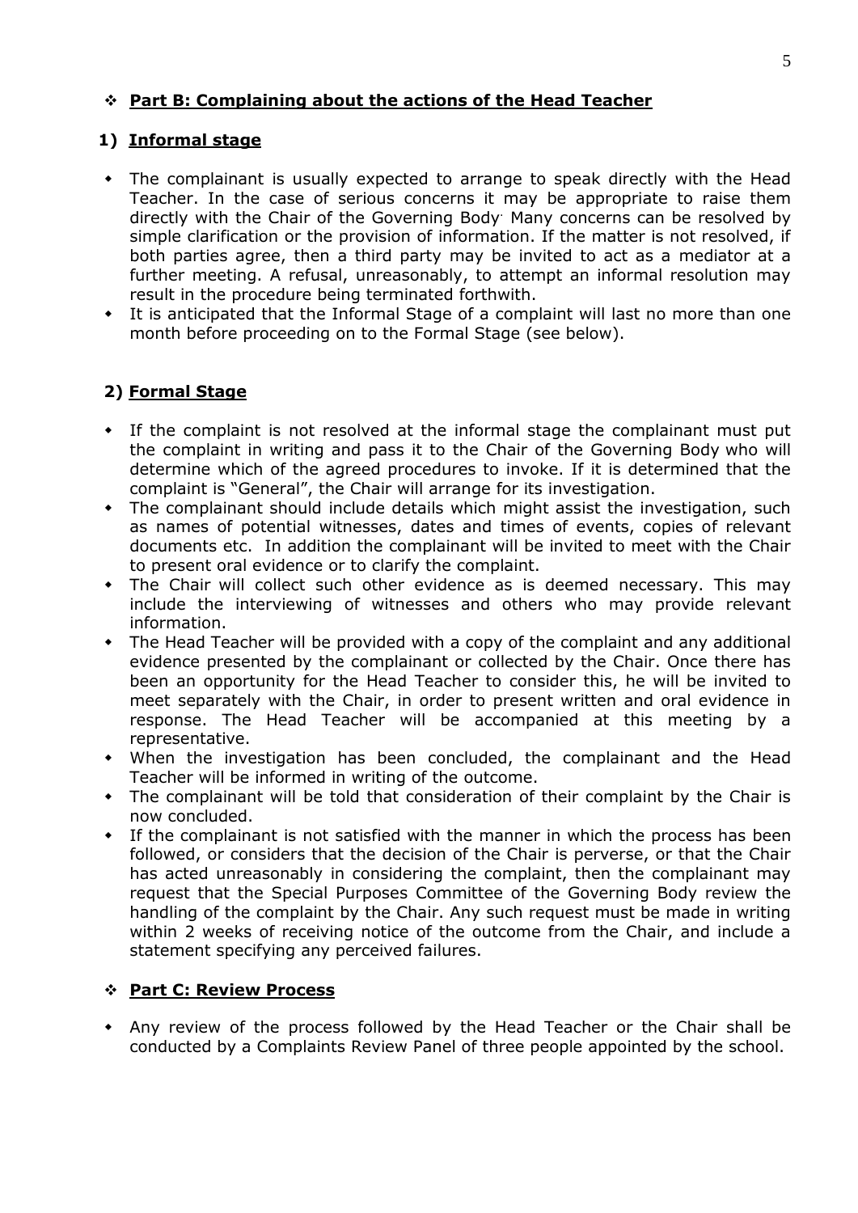## ❖ **Part B: Complaining about the actions of the Head Teacher**

### 1) **Informal stage**

- The complainant is usually expected to arrange to speak directly with the Head Teacher. In the case of serious concerns it may be appropriate to raise them directly with the Chair of the Governing Body. Many concerns can be resolved by simple clarification or the provision of information. If the matter is not resolved, if both parties agree, then a third party may be invited to act as a mediator at a further meeting. A refusal, unreasonably, to attempt an informal resolution may result in the procedure being terminated forthwith.
- It is anticipated that the Informal Stage of a complaint will last no more than one month before proceeding on to the Formal Stage (see below).

### 2) **Formal Stage**

- If the complaint is not resolved at the informal stage the complainant must put the complaint in writing and pass it to the Chair of the Governing Body who will determine which of the agreed procedures to invoke. If it is determined that the complaint is "General", the Chair will arrange for its investigation.
- The complainant should include details which might assist the investigation, such as names of potential witnesses, dates and times of events, copies of relevant documents etc. In addition the complainant will be invited to meet with the Chair to present oral evidence or to clarify the complaint.
- The Chair will collect such other evidence as is deemed necessary. This may include the interviewing of witnesses and others who may provide relevant information.
- The Head Teacher will be provided with a copy of the complaint and any additional evidence presented by the complainant or collected by the Chair. Once there has been an opportunity for the Head Teacher to consider this, he will be invited to meet separately with the Chair, in order to present written and oral evidence in response. The Head Teacher will be accompanied at this meeting by a representative.
- When the investigation has been concluded, the complainant and the Head Teacher will be informed in writing of the outcome.
- The complainant will be told that consideration of their complaint by the Chair is now concluded.
- If the complainant is not satisfied with the manner in which the process has been followed, or considers that the decision of the Chair is perverse, or that the Chair has acted unreasonably in considering the complaint, then the complainant may request that the Special Purposes Committee of the Governing Body review the handling of the complaint by the Chair. Any such request must be made in writing within 2 weeks of receiving notice of the outcome from the Chair, and include a statement specifying any perceived failures.

## ❖ **Part C: Review Process**

- Any review of the process followed by the Head Teacher or the Chair shall be conducted by a Complaints Review Panel of three people appointed by the school.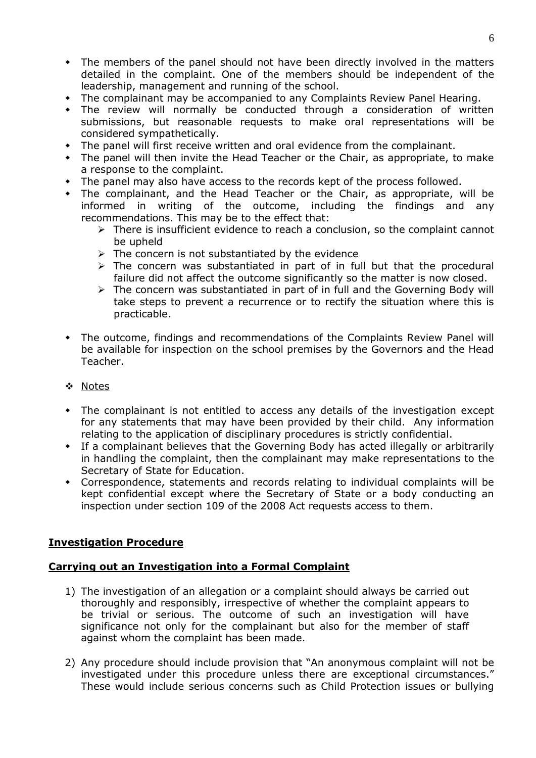- The members of the panel should not have been directly involved in the matters detailed in the complaint. One of the members should be independent of the leadership, management and running of the school.
- The complainant may be accompanied to any Complaints Review Panel Hearing.
- The review will normally be conducted through a consideration of written submissions, but reasonable requests to make oral representations will be considered sympathetically.
- The panel will first receive written and oral evidence from the complainant.
- The panel will then invite the Head Teacher or the Chair, as appropriate, to make a response to the complaint.
- The panel may also have access to the records kept of the process followed.
- The complainant, and the Head Teacher or the Chair, as appropriate, will be informed in writing of the outcome, including the findings and any recommendations. This may be to the effect that:
  - There is insufficient evidence to reach a conclusion, so the complaint cannot be upheld
  - The concern is not substantiated by the evidence
  - The concern was substantiated in part of in full but that the procedural failure did not affect the outcome significantly so the matter is now closed.
  - The concern was substantiated in part of in full and the Governing Body will take steps to prevent a recurrence or to rectify the situation where this is practicable.
- The outcome, findings and recommendations of the Complaints Review Panel will be available for inspection on the school premises by the Governors and the Head Teacher.

❖ Notes

- The complainant is not entitled to access any details of the investigation except for any statements that may have been provided by their child. Any information relating to the application of disciplinary procedures is strictly confidential.
- If a complainant believes that the Governing Body has acted illegally or arbitrarily in handling the complaint, then the complainant may make representations to the Secretary of State for Education.
- Correspondence, statements and records relating to individual complaints will be kept confidential except where the Secretary of State or a body conducting an inspection under section 109 of the 2008 Act requests access to them.

## Investigation Procedure

### Carrying out an Investigation into a Formal Complaint

1) The investigation of an allegation or a complaint should always be carried out thoroughly and responsibly, irrespective of whether the complaint appears to be trivial or serious. The outcome of such an investigation will have significance not only for the complainant but also for the member of staff against whom the complaint has been made.

2) Any procedure should include provision that "An anonymous complaint will not be investigated under this procedure unless there are exceptional circumstances." These would include serious concerns such as Child Protection issues or bullying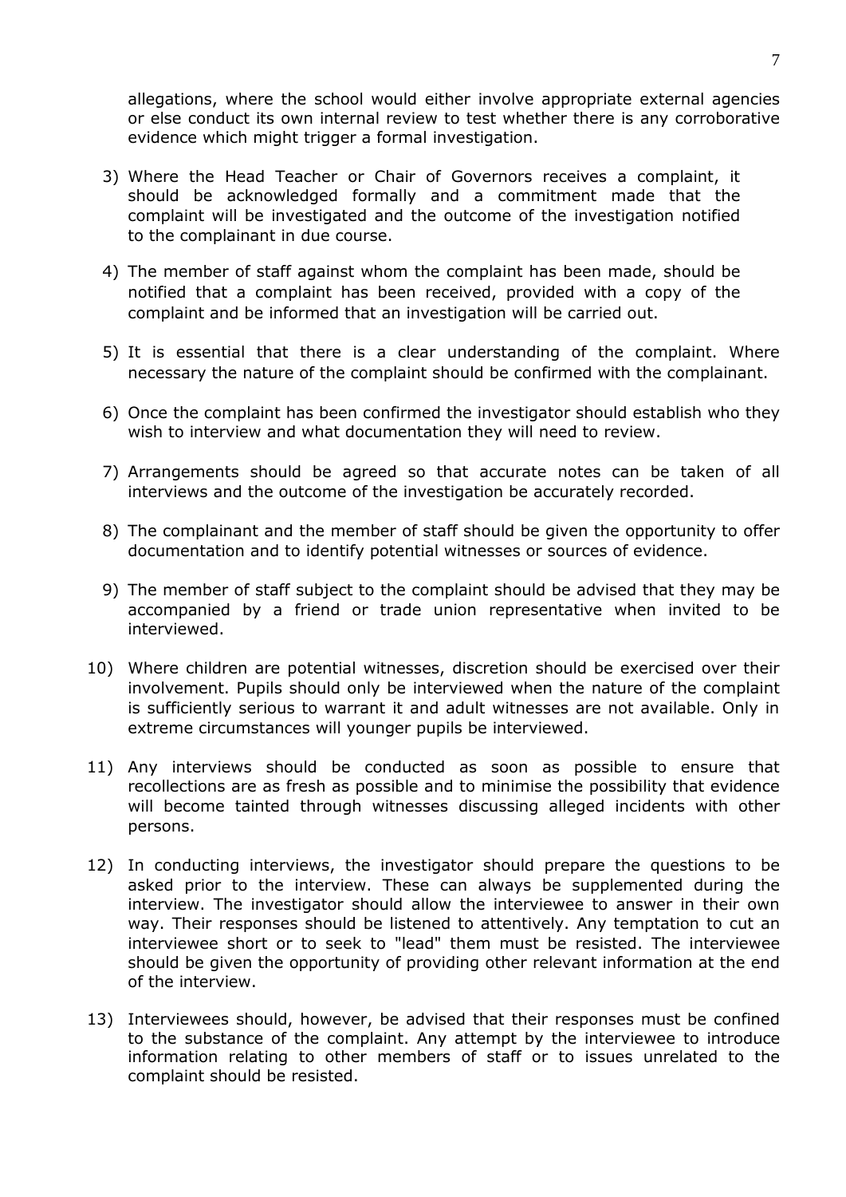allegations, where the school would either involve appropriate external agencies or else conduct its own internal review to test whether there is any corroborative evidence which might trigger a formal investigation.

3) Where the Head Teacher or Chair of Governors receives a complaint, it should be acknowledged formally and a commitment made that the complaint will be investigated and the outcome of the investigation notified to the complainant in due course.

4) The member of staff against whom the complaint has been made, should be notified that a complaint has been received, provided with a copy of the complaint and be informed that an investigation will be carried out.

5) It is essential that there is a clear understanding of the complaint. Where necessary the nature of the complaint should be confirmed with the complainant.

6) Once the complaint has been confirmed the investigator should establish who they wish to interview and what documentation they will need to review.

7) Arrangements should be agreed so that accurate notes can be taken of all interviews and the outcome of the investigation be accurately recorded.

8) The complainant and the member of staff should be given the opportunity to offer documentation and to identify potential witnesses or sources of evidence.

9) The member of staff subject to the complaint should be advised that they may be accompanied by a friend or trade union representative when invited to be interviewed.

10) Where children are potential witnesses, discretion should be exercised over their involvement. Pupils should only be interviewed when the nature of the complaint is sufficiently serious to warrant it and adult witnesses are not available. Only in extreme circumstances will younger pupils be interviewed.

11) Any interviews should be conducted as soon as possible to ensure that recollections are as fresh as possible and to minimise the possibility that evidence will become tainted through witnesses discussing alleged incidents with other persons.

12) In conducting interviews, the investigator should prepare the questions to be asked prior to the interview. These can always be supplemented during the interview. The investigator should allow the interviewee to answer in their own way. Their responses should be listened to attentively. Any temptation to cut an interviewee short or to seek to "lead" them must be resisted. The interviewee should be given the opportunity of providing other relevant information at the end of the interview.

13) Interviewees should, however, be advised that their responses must be confined to the substance of the complaint. Any attempt by the interviewee to introduce information relating to other members of staff or to issues unrelated to the complaint should be resisted.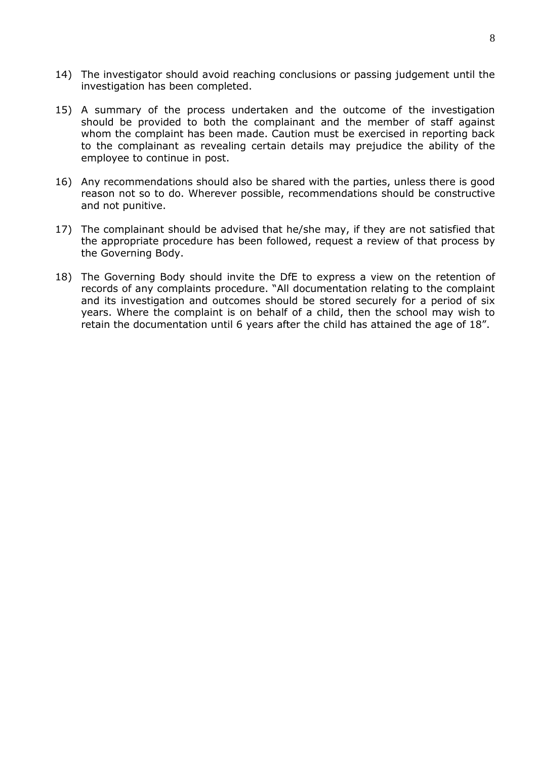14) The investigator should avoid reaching conclusions or passing judgement until the investigation has been completed.

15) A summary of the process undertaken and the outcome of the investigation should be provided to both the complainant and the member of staff against whom the complaint has been made. Caution must be exercised in reporting back to the complainant as revealing certain details may prejudice the ability of the employee to continue in post.

16) Any recommendations should also be shared with the parties, unless there is good reason not so to do. Wherever possible, recommendations should be constructive and not punitive.

17) The complainant should be advised that he/she may, if they are not satisfied that the appropriate procedure has been followed, request a review of that process by the Governing Body.

18) The Governing Body should invite the DfE to express a view on the retention of records of any complaints procedure. "All documentation relating to the complaint and its investigation and outcomes should be stored securely for a period of six years. Where the complaint is on behalf of a child, then the school may wish to retain the documentation until 6 years after the child has attained the age of 18".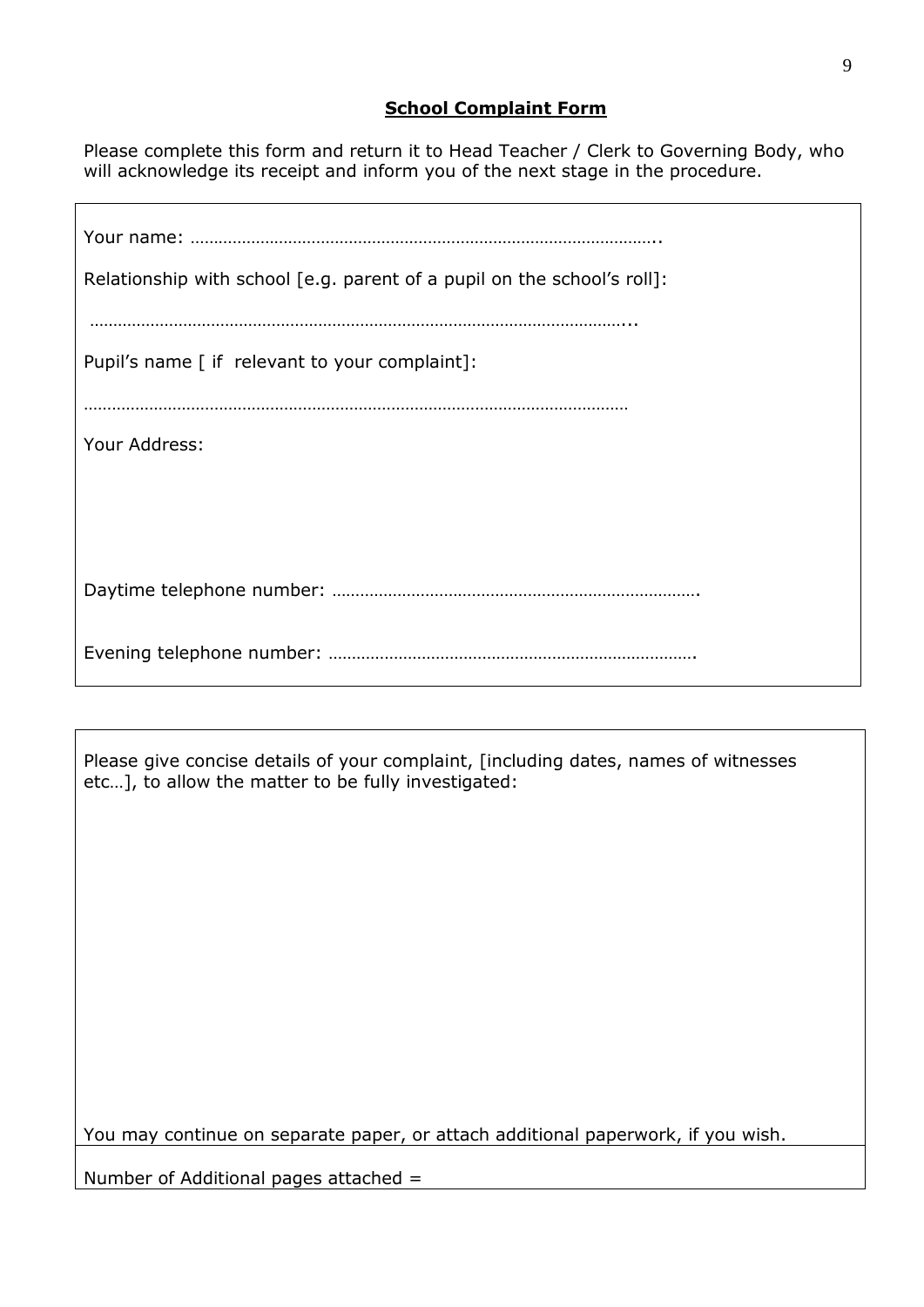**School Complaint Form**

Please complete this form and return it to Head Teacher / Clerk to Governing Body, who will acknowledge its receipt and inform you of the next stage in the procedure.

Your name: ……………………………………………………………………………………..

Relationship with school [e.g. parent of a pupil on the school's roll]:

…………………………………………………………………………………………………...

Pupil's name [ if relevant to your complaint]:

……………………………………………………………………………………………………

Your Address:

Daytime telephone number: ………………………………………………………………….

Evening telephone number: ………………………………………………………………….

Please give concise details of your complaint, [including dates, names of witnesses etc…], to allow the matter to be fully investigated:

You may continue on separate paper, or attach additional paperwork, if you wish.

Number of Additional pages attached =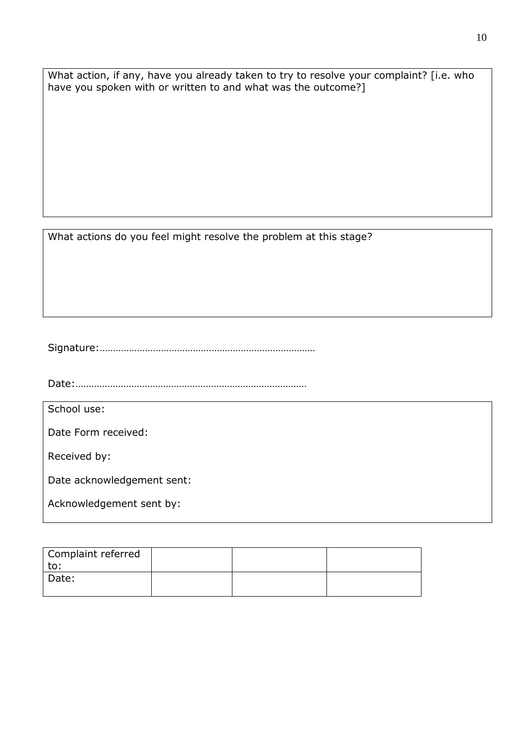What action, if any, have you already taken to try to resolve your complaint? [i.e. who have you spoken with or written to and what was the outcome?]

What actions do you feel might resolve the problem at this stage?

Signature:………………………………………………………………………

Date:……………………………………………………………………………

School use:

Date Form received:

Received by:

Date acknowledgement sent:

Acknowledgement sent by:

| Complaint referred to: | | | |
|---|---|---|---|
| Date: | | | |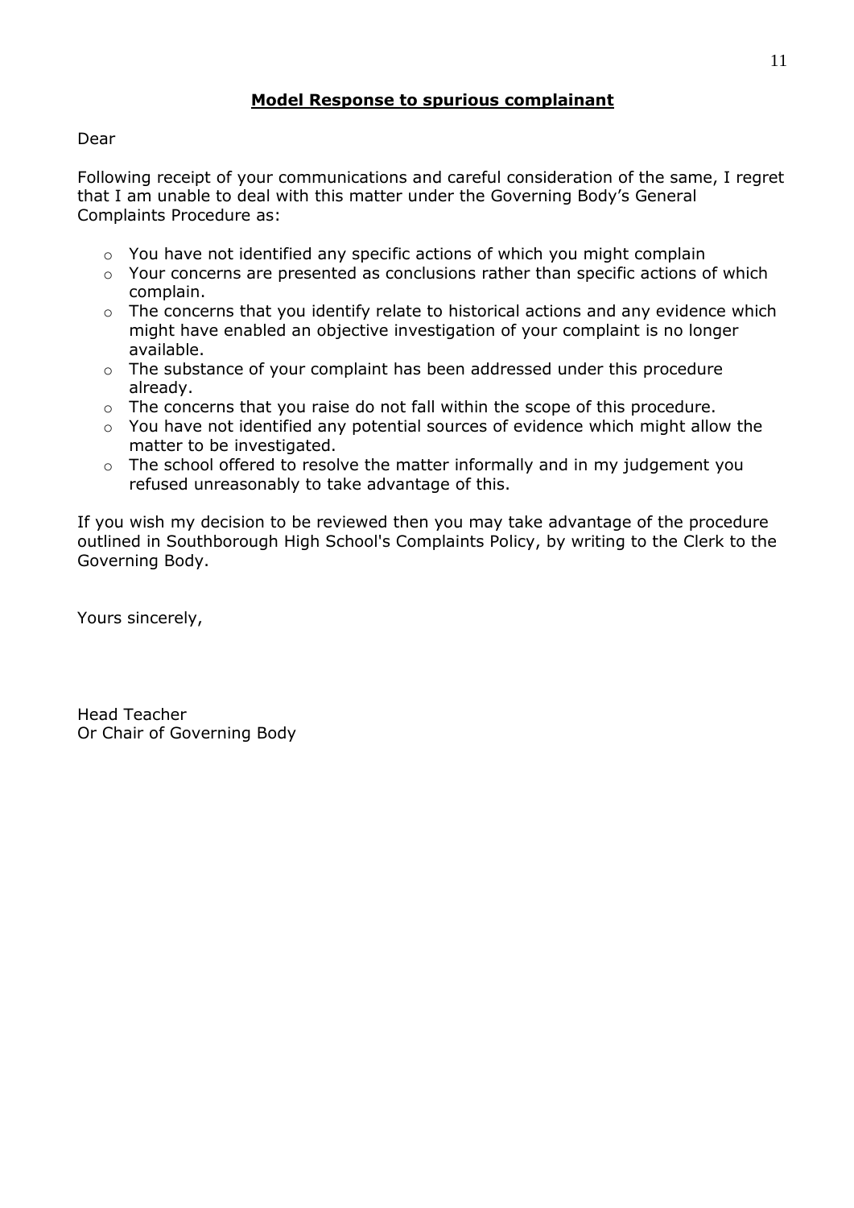**Model Response to spurious complainant**

Dear

Following receipt of your communications and careful consideration of the same, I regret that I am unable to deal with this matter under the Governing Body's General Complaints Procedure as:

- You have not identified any specific actions of which you might complain
- Your concerns are presented as conclusions rather than specific actions of which complain.
- The concerns that you identify relate to historical actions and any evidence which might have enabled an objective investigation of your complaint is no longer available.
- The substance of your complaint has been addressed under this procedure already.
- The concerns that you raise do not fall within the scope of this procedure.
- You have not identified any potential sources of evidence which might allow the matter to be investigated.
- The school offered to resolve the matter informally and in my judgement you refused unreasonably to take advantage of this.

If you wish my decision to be reviewed then you may take advantage of the procedure outlined in Southborough High School's Complaints Policy, by writing to the Clerk to the Governing Body.

Yours sincerely,

Head Teacher
Or Chair of Governing Body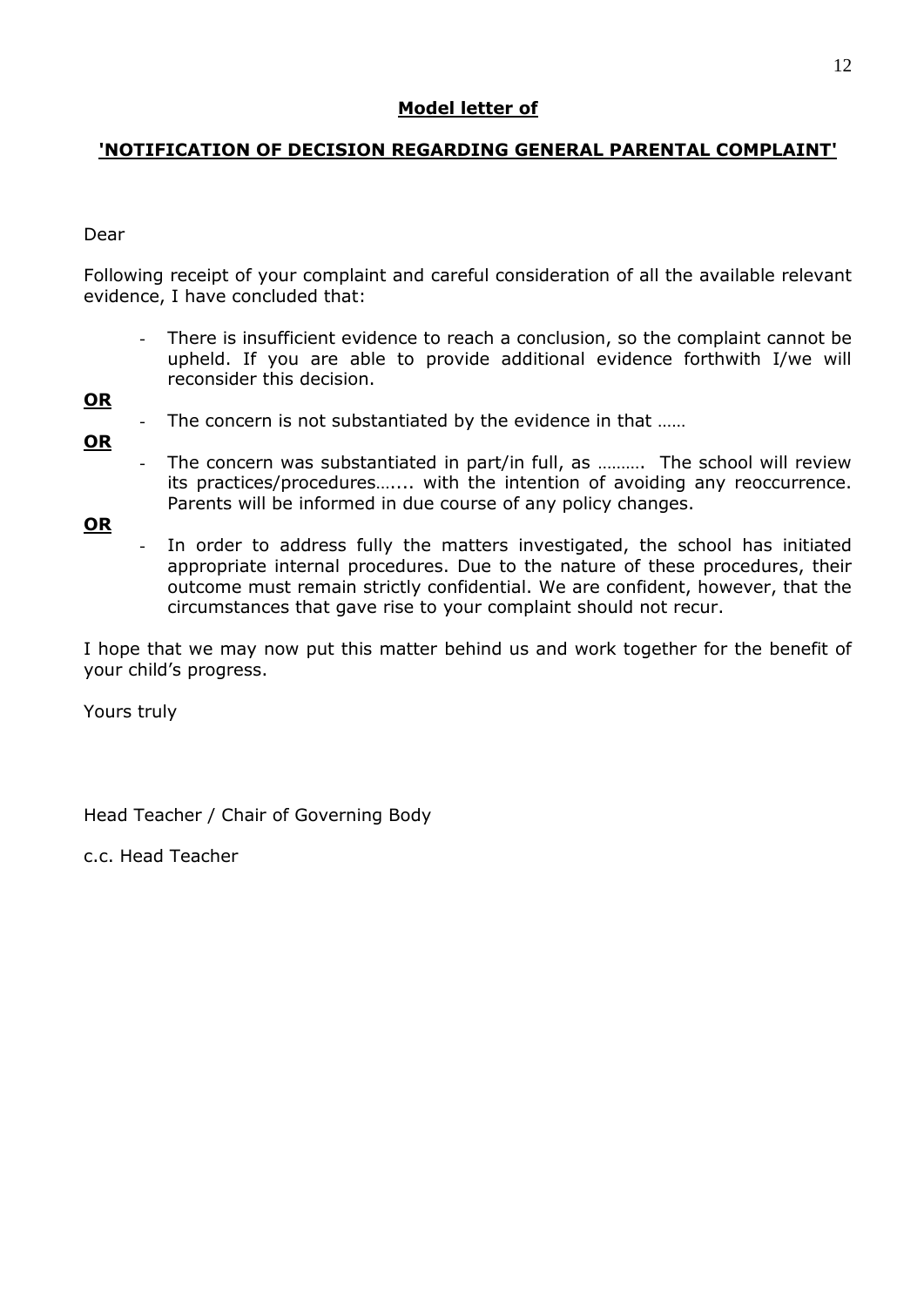**Model letter of**

**'NOTIFICATION OF DECISION REGARDING GENERAL PARENTAL COMPLAINT'**

Dear

Following receipt of your complaint and careful consideration of all the available relevant evidence, I have concluded that:

- There is insufficient evidence to reach a conclusion, so the complaint cannot be upheld. If you are able to provide additional evidence forthwith I/we will reconsider this decision.

**OR**

- The concern is not substantiated by the evidence in that ……

**OR**

- The concern was substantiated in part/in full, as ………. The school will review its practices/procedures…..... with the intention of avoiding any reoccurrence. Parents will be informed in due course of any policy changes.

**OR**

- In order to address fully the matters investigated, the school has initiated appropriate internal procedures. Due to the nature of these procedures, their outcome must remain strictly confidential. We are confident, however, that the circumstances that gave rise to your complaint should not recur.

I hope that we may now put this matter behind us and work together for the benefit of your child's progress.

Yours truly

Head Teacher / Chair of Governing Body

c.c. Head Teacher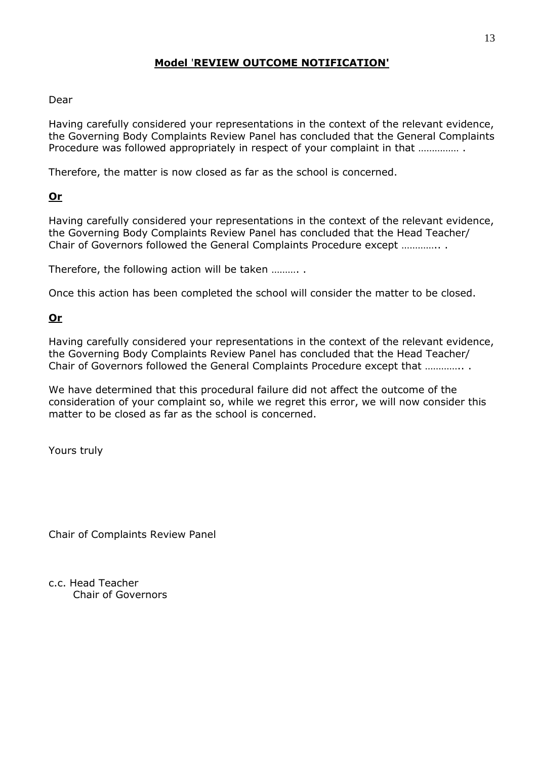**Model 'REVIEW OUTCOME NOTIFICATION'**

Dear

Having carefully considered your representations in the context of the relevant evidence, the Governing Body Complaints Review Panel has concluded that the General Complaints Procedure was followed appropriately in respect of your complaint in that …………… .

Therefore, the matter is now closed as far as the school is concerned.

**Or**

Having carefully considered your representations in the context of the relevant evidence, the Governing Body Complaints Review Panel has concluded that the Head Teacher/ Chair of Governors followed the General Complaints Procedure except ………….. .

Therefore, the following action will be taken ………. .

Once this action has been completed the school will consider the matter to be closed.

**Or**

Having carefully considered your representations in the context of the relevant evidence, the Governing Body Complaints Review Panel has concluded that the Head Teacher/ Chair of Governors followed the General Complaints Procedure except that ………….. .

We have determined that this procedural failure did not affect the outcome of the consideration of your complaint so, while we regret this error, we will now consider this matter to be closed as far as the school is concerned.

Yours truly

Chair of Complaints Review Panel

c.c. Head Teacher
Chair of Governors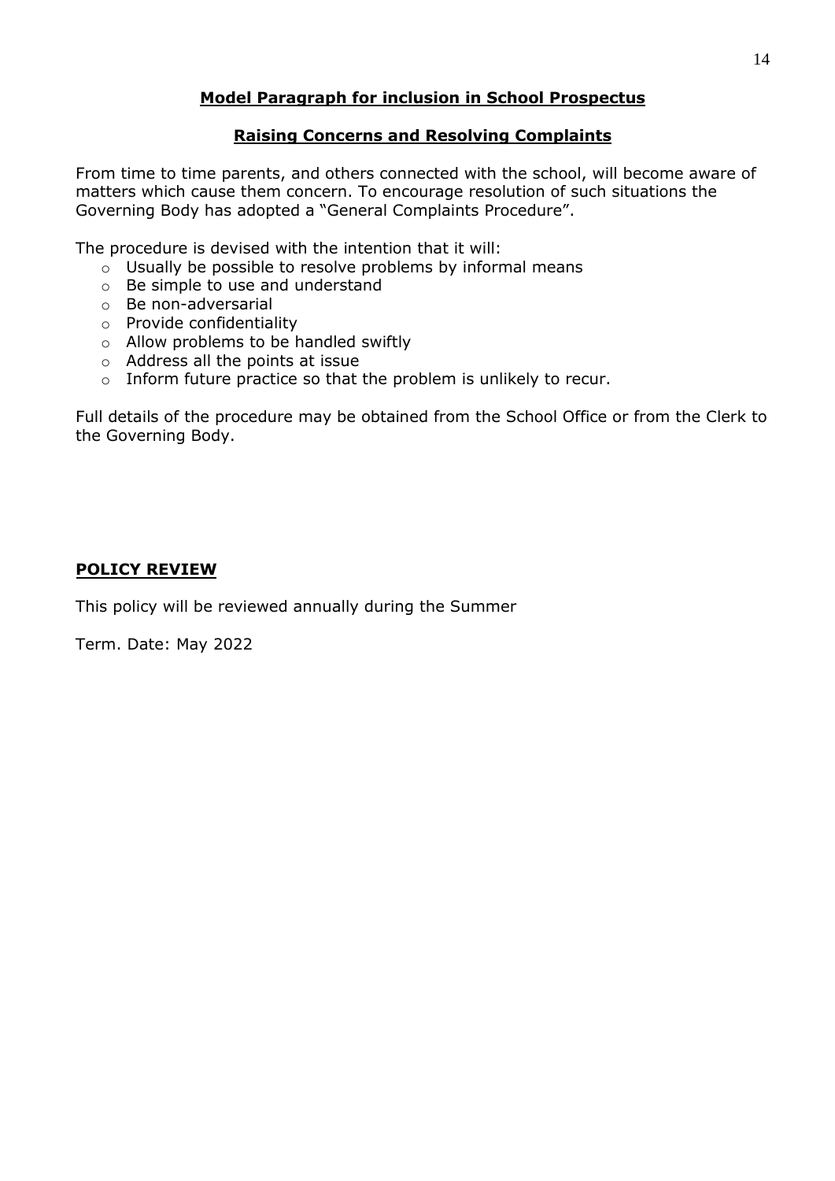**Model Paragraph for inclusion in School Prospectus**

**Raising Concerns and Resolving Complaints**

From time to time parents, and others connected with the school, will become aware of matters which cause them concern. To encourage resolution of such situations the Governing Body has adopted a "General Complaints Procedure".

The procedure is devised with the intention that it will:

- Usually be possible to resolve problems by informal means
- Be simple to use and understand
- Be non-adversarial
- Provide confidentiality
- Allow problems to be handled swiftly
- Address all the points at issue
- Inform future practice so that the problem is unlikely to recur.

Full details of the procedure may be obtained from the School Office or from the Clerk to the Governing Body.

**POLICY REVIEW**

This policy will be reviewed annually during the Summer

Term. Date: May 2022